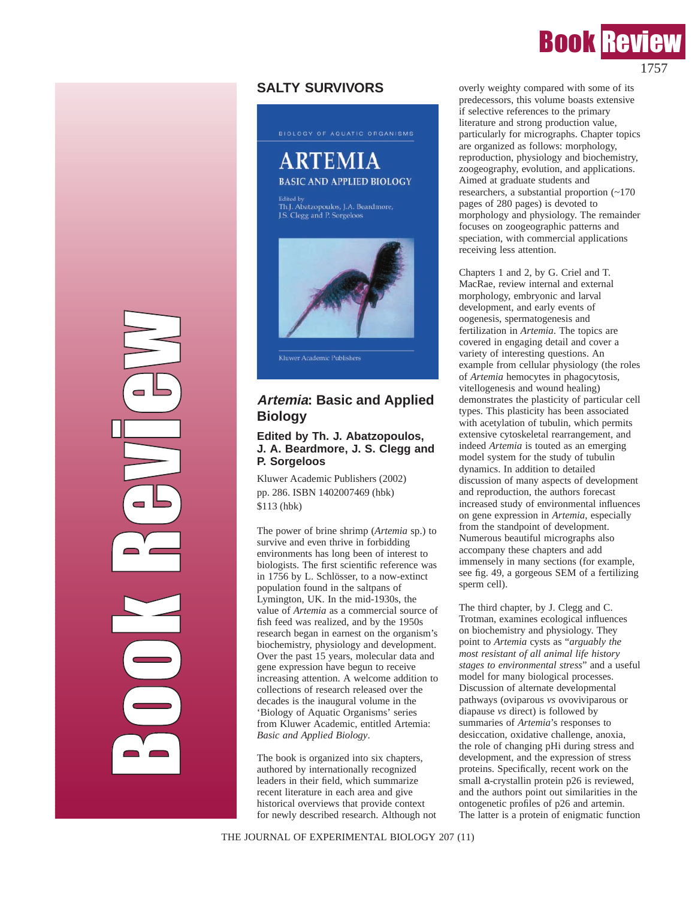## SALTY SURVIVORS

### *Artemia*: Basic and Applied Biology

**Edited by Th. J. Abatzopoulos, J. A. Beardmore, J. S. Clegg and P. Sorgeloos**

Kluwer Academic Publishers (2002)
pp. 286. ISBN 1402007469 (hbk)
$113 (hbk)

The power of brine shrimp (*Artemia* sp.) to survive and even thrive in forbidding environments has long been of interest to biologists. The first scientific reference was in 1756 by L. Schlösser, to a now-extinct population found in the saltpans of Lymington, UK. In the mid-1930s, the value of *Artemia* as a commercial source of fish feed was realized, and by the 1950s research began in earnest on the organism's biochemistry, physiology and development. Over the past 15 years, molecular data and gene expression have begun to receive increasing attention. A welcome addition to collections of research released over the decades is the inaugural volume in the 'Biology of Aquatic Organisms' series from Kluwer Academic, entitled Artemia: *Basic and Applied Biology*.

The book is organized into six chapters, authored by internationally recognized leaders in their field, which summarize recent literature in each area and give historical overviews that provide context for newly described research. Although not overly weighty compared with some of its predecessors, this volume boasts extensive if selective references to the primary literature and strong production value, particularly for micrographs. Chapter topics are organized as follows: morphology, reproduction, physiology and biochemistry, zoogeography, evolution, and applications. Aimed at graduate students and researchers, a substantial proportion (~170 pages of 280 pages) is devoted to morphology and physiology. The remainder focuses on zoogeographic patterns and speciation, with commercial applications receiving less attention.

Chapters 1 and 2, by G. Criel and T. MacRae, review internal and external morphology, embryonic and larval development, and early events of oogenesis, spermatogenesis and fertilization in *Artemia*. The topics are covered in engaging detail and cover a variety of interesting questions. An example from cellular physiology (the roles of *Artemia* hemocytes in phagocytosis, vitellogenesis and wound healing) demonstrates the plasticity of particular cell types. This plasticity has been associated with acetylation of tubulin, which permits extensive cytoskeletal rearrangement, and indeed *Artemia* is touted as an emerging model system for the study of tubulin dynamics. In addition to detailed discussion of many aspects of development and reproduction, the authors forecast increased study of environmental influences on gene expression in *Artemia*, especially from the standpoint of development. Numerous beautiful micrographs also accompany these chapters and add immensely in many sections (for example, see fig. 49, a gorgeous SEM of a fertilizing sperm cell).

The third chapter, by J. Clegg and C. Trotman, examines ecological influences on biochemistry and physiology. They point to *Artemia* cysts as "*arguably the most resistant of all animal life history stages to environmental stress*" and a useful model for many biological processes. Discussion of alternate developmental pathways (oviparous *vs* ovoviparous or diapause *vs* direct) is followed by summaries of *Artemia*'s responses to desiccation, oxidative challenge, anoxia, the role of changing pHi during stress and development, and the expression of stress proteins. Specifically, recent work on the small a-crystallin protein p26 is reviewed, and the authors point out similarities in the ontogenetic profiles of p26 and artemin. The latter is a protein of enigmatic function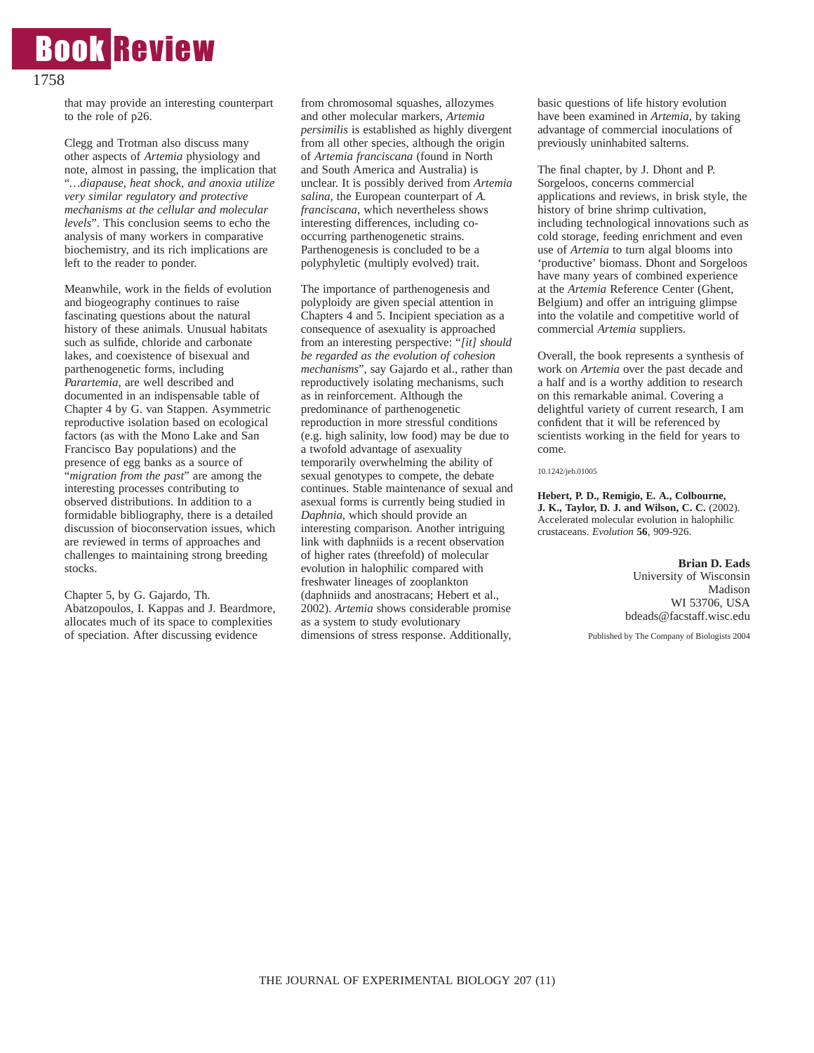that may provide an interesting counterpart to the role of p26.

Clegg and Trotman also discuss many other aspects of *Artemia* physiology and note, almost in passing, the implication that "*…diapause, heat shock, and anoxia utilize very similar regulatory and protective mechanisms at the cellular and molecular levels*". This conclusion seems to echo the analysis of many workers in comparative biochemistry, and its rich implications are left to the reader to ponder.

Meanwhile, work in the fields of evolution and biogeography continues to raise fascinating questions about the natural history of these animals. Unusual habitats such as sulfide, chloride and carbonate lakes, and coexistence of bisexual and parthenogenetic forms, including *Parartemia*, are well described and documented in an indispensable table of Chapter 4 by G. van Stappen. Asymmetric reproductive isolation based on ecological factors (as with the Mono Lake and San Francisco Bay populations) and the presence of egg banks as a source of "*migration from the past*" are among the interesting processes contributing to observed distributions. In addition to a formidable bibliography, there is a detailed discussion of bioconservation issues, which are reviewed in terms of approaches and challenges to maintaining strong breeding stocks.

Chapter 5, by G. Gajardo, Th. Abatzopoulos, I. Kappas and J. Beardmore, allocates much of its space to complexities of speciation. After discussing evidence from chromosomal squashes, allozymes and other molecular markers, *Artemia persimilis* is established as highly divergent from all other species, although the origin of *Artemia franciscana* (found in North and South America and Australia) is unclear. It is possibly derived from *Artemia salina*, the European counterpart of *A. franciscana*, which nevertheless shows interesting differences, including co-occurring parthenogenetic strains. Parthenogenesis is concluded to be a polyphyletic (multiply evolved) trait.

The importance of parthenogenesis and polyploidy are given special attention in Chapters 4 and 5. Incipient speciation as a consequence of asexuality is approached from an interesting perspective: "*[it] should be regarded as the evolution of cohesion mechanisms*", say Gajardo et al., rather than reproductively isolating mechanisms, such as in reinforcement. Although the predominance of parthenogenetic reproduction in more stressful conditions (e.g. high salinity, low food) may be due to a twofold advantage of asexuality temporarily overwhelming the ability of sexual genotypes to compete, the debate continues. Stable maintenance of sexual and asexual forms is currently being studied in *Daphnia*, which should provide an interesting comparison. Another intriguing link with daphniids is a recent observation of higher rates (threefold) of molecular evolution in halophilic compared with freshwater lineages of zooplankton (daphniids and anostracans; Hebert et al., 2002). *Artemia* shows considerable promise as a system to study evolutionary dimensions of stress response. Additionally, basic questions of life history evolution have been examined in *Artemia*, by taking advantage of commercial inoculations of previously uninhabited salterns.

The final chapter, by J. Dhont and P. Sorgeloos, concerns commercial applications and reviews, in brisk style, the history of brine shrimp cultivation, including technological innovations such as cold storage, feeding enrichment and even use of *Artemia* to turn algal blooms into 'productive' biomass. Dhont and Sorgeloos have many years of combined experience at the *Artemia* Reference Center (Ghent, Belgium) and offer an intriguing glimpse into the volatile and competitive world of commercial *Artemia* suppliers.

Overall, the book represents a synthesis of work on *Artemia* over the past decade and a half and is a worthy addition to research on this remarkable animal. Covering a delightful variety of current research, I am confident that it will be referenced by scientists working in the field for years to come.

10.1242/jeb.01005

**Hebert, P. D., Remigio, E. A., Colbourne, J. K., Taylor, D. J. and Wilson, C. C.** (2002). Accelerated molecular evolution in halophilic crustaceans. *Evolution* **56**, 909-926.

**Brian D. Eads**
University of Wisconsin
Madison
WI 53706, USA
bdeads@facstaff.wisc.edu

Published by The Company of Biologists 2004